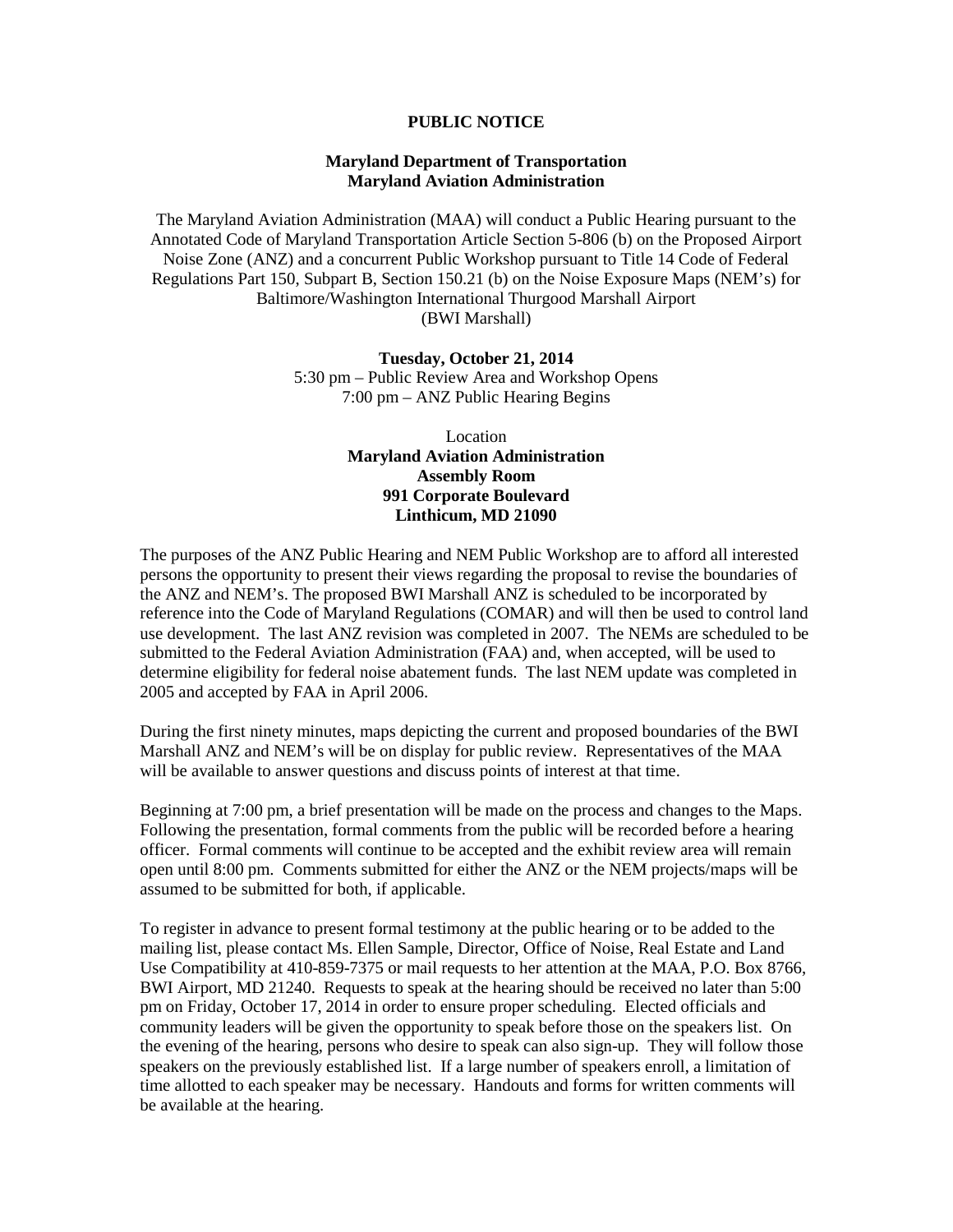# PUBLIC NOTICE

## Maryland Department of Transportation
## Maryland Aviation Administration

The Maryland Aviation Administration (MAA) will conduct a Public Hearing pursuant to the Annotated Code of Maryland Transportation Article Section 5-806 (b) on the Proposed Airport Noise Zone (ANZ) and a concurrent Public Workshop pursuant to Title 14 Code of Federal Regulations Part 150, Subpart B, Section 150.21 (b) on the Noise Exposure Maps (NEM's) for Baltimore/Washington International Thurgood Marshall Airport (BWI Marshall)

**Tuesday, October 21, 2014**
5:30 pm – Public Review Area and Workshop Opens
7:00 pm – ANZ Public Hearing Begins

Location
**Maryland Aviation Administration**
**Assembly Room**
**991 Corporate Boulevard**
**Linthicum, MD 21090**

The purposes of the ANZ Public Hearing and NEM Public Workshop are to afford all interested persons the opportunity to present their views regarding the proposal to revise the boundaries of the ANZ and NEM's. The proposed BWI Marshall ANZ is scheduled to be incorporated by reference into the Code of Maryland Regulations (COMAR) and will then be used to control land use development. The last ANZ revision was completed in 2007. The NEMs are scheduled to be submitted to the Federal Aviation Administration (FAA) and, when accepted, will be used to determine eligibility for federal noise abatement funds. The last NEM update was completed in 2005 and accepted by FAA in April 2006.

During the first ninety minutes, maps depicting the current and proposed boundaries of the BWI Marshall ANZ and NEM's will be on display for public review. Representatives of the MAA will be available to answer questions and discuss points of interest at that time.

Beginning at 7:00 pm, a brief presentation will be made on the process and changes to the Maps. Following the presentation, formal comments from the public will be recorded before a hearing officer. Formal comments will continue to be accepted and the exhibit review area will remain open until 8:00 pm. Comments submitted for either the ANZ or the NEM projects/maps will be assumed to be submitted for both, if applicable.

To register in advance to present formal testimony at the public hearing or to be added to the mailing list, please contact Ms. Ellen Sample, Director, Office of Noise, Real Estate and Land Use Compatibility at 410-859-7375 or mail requests to her attention at the MAA, P.O. Box 8766, BWI Airport, MD 21240. Requests to speak at the hearing should be received no later than 5:00 pm on Friday, October 17, 2014 in order to ensure proper scheduling. Elected officials and community leaders will be given the opportunity to speak before those on the speakers list. On the evening of the hearing, persons who desire to speak can also sign-up. They will follow those speakers on the previously established list. If a large number of speakers enroll, a limitation of time allotted to each speaker may be necessary. Handouts and forms for written comments will be available at the hearing.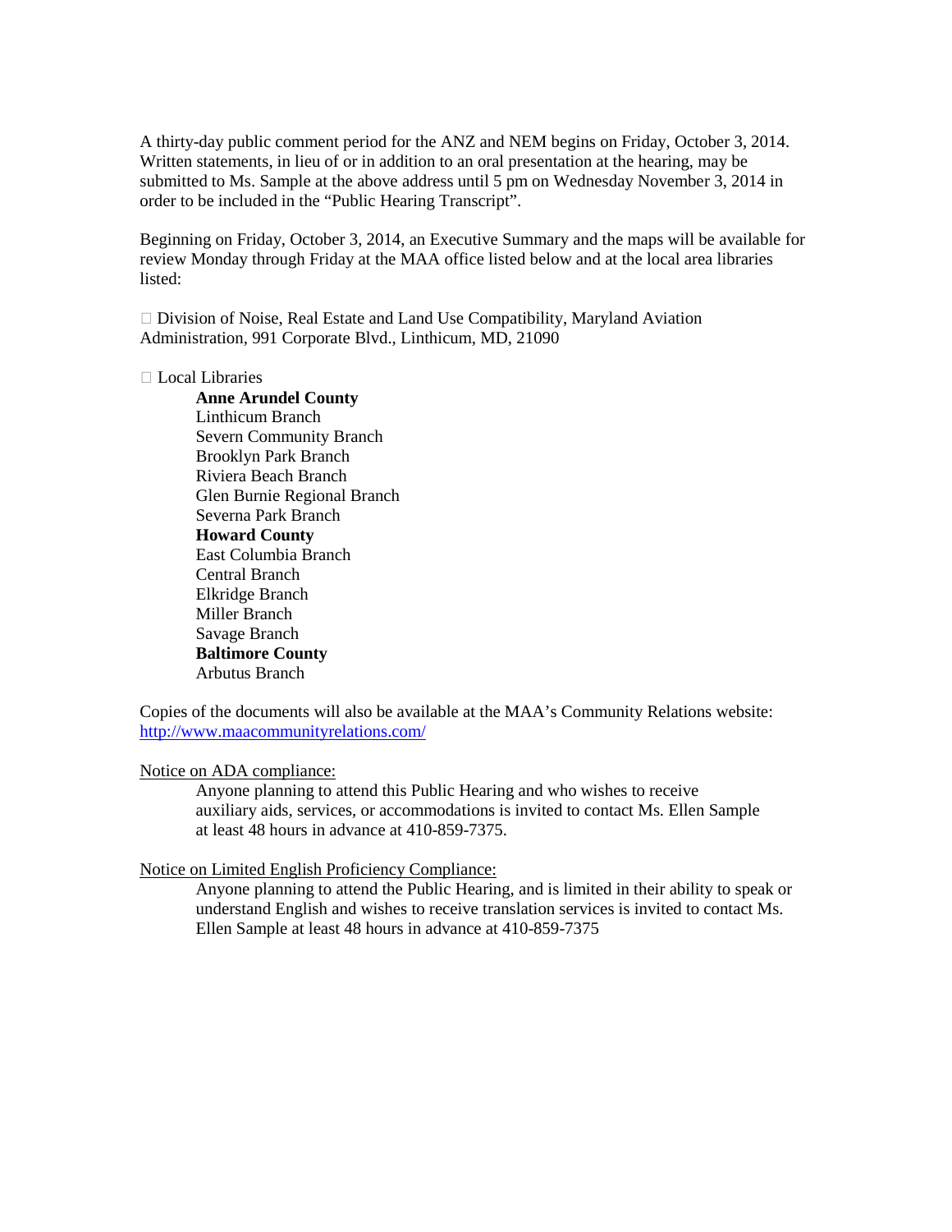A thirty-day public comment period for the ANZ and NEM begins on Friday, October 3, 2014. Written statements, in lieu of or in addition to an oral presentation at the hearing, may be submitted to Ms. Sample at the above address until 5 pm on Wednesday November 3, 2014 in order to be included in the "Public Hearing Transcript".

Beginning on Friday, October 3, 2014, an Executive Summary and the maps will be available for review Monday through Friday at the MAA office listed below and at the local area libraries listed:

- Division of Noise, Real Estate and Land Use Compatibility, Maryland Aviation Administration, 991 Corporate Blvd., Linthicum, MD, 21090

- Local Libraries

  **Anne Arundel County**
  Linthicum Branch
  Severn Community Branch
  Brooklyn Park Branch
  Riviera Beach Branch
  Glen Burnie Regional Branch
  Severna Park Branch
  **Howard County**
  East Columbia Branch
  Central Branch
  Elkridge Branch
  Miller Branch
  Savage Branch
  **Baltimore County**
  Arbutus Branch

Copies of the documents will also be available at the MAA's Community Relations website: http://www.maacommunityrelations.com/

Notice on ADA compliance:

Anyone planning to attend this Public Hearing and who wishes to receive auxiliary aids, services, or accommodations is invited to contact Ms. Ellen Sample at least 48 hours in advance at 410-859-7375.

Notice on Limited English Proficiency Compliance:

Anyone planning to attend the Public Hearing, and is limited in their ability to speak or understand English and wishes to receive translation services is invited to contact Ms. Ellen Sample at least 48 hours in advance at 410-859-7375